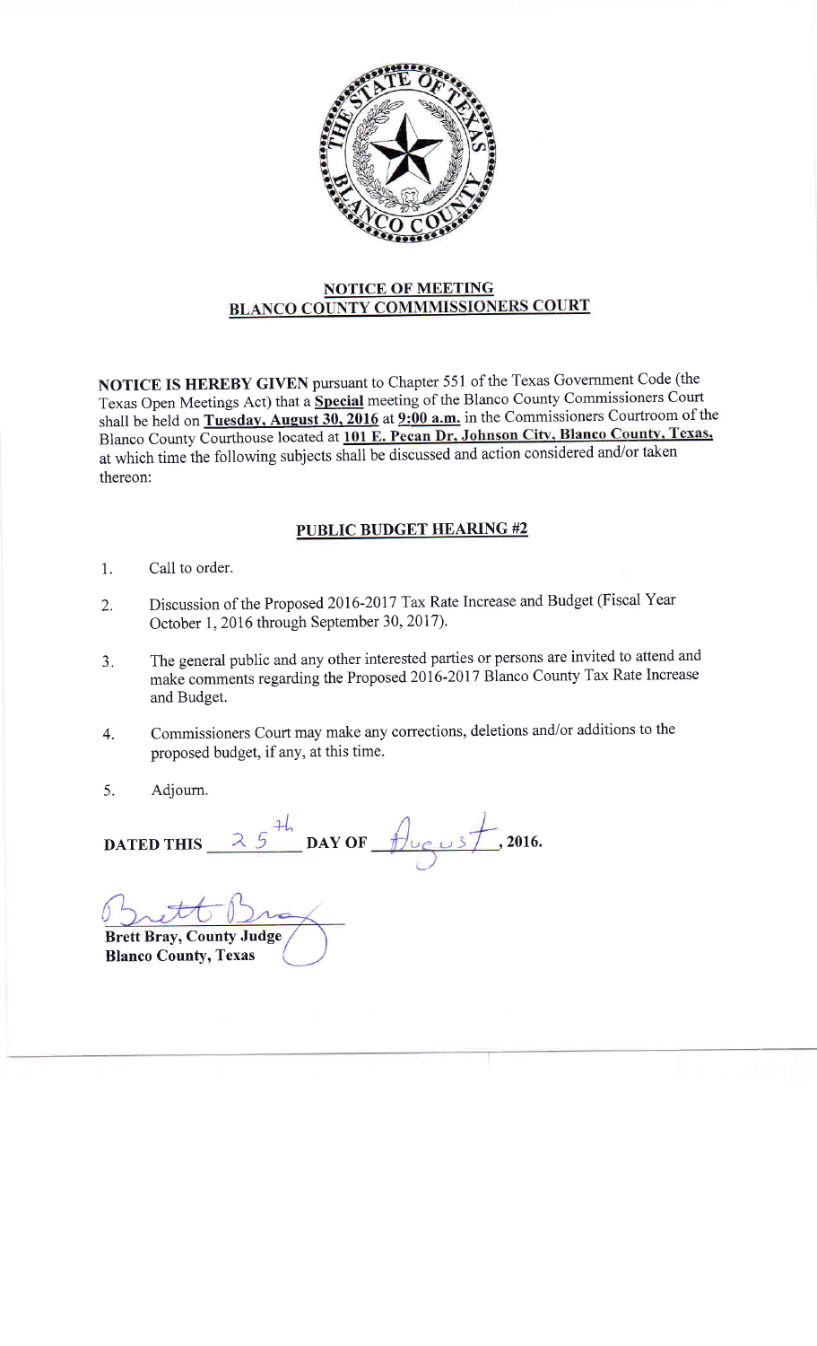## NOTICE OF MEETING
## BLANCO COUNTY COMMMISSIONERS COURT

**NOTICE IS HEREBY GIVEN** pursuant to Chapter 551 of the Texas Government Code (the Texas Open Meetings Act) that a **Special** meeting of the Blanco County Commissioners Court shall be held on **Tuesday, August 30, 2016** at **9:00 a.m.** in the Commissioners Courtroom of the Blanco County Courthouse located at **101 E. Pecan Dr, Johnson City, Blanco County, Texas,** at which time the following subjects shall be discussed and action considered and/or taken thereon:

### PUBLIC BUDGET HEARING #2

1. Call to order.
2. Discussion of the Proposed 2016-2017 Tax Rate Increase and Budget (Fiscal Year October 1, 2016 through September 30, 2017).
3. The general public and any other interested parties or persons are invited to attend and make comments regarding the Proposed 2016-2017 Blanco County Tax Rate Increase and Budget.
4. Commissioners Court may make any corrections, deletions and/or additions to the proposed budget, if any, at this time.
5. Adjourn.

**DATED THIS** 25th **DAY OF** August **, 2016.**

Brett Bray

**Brett Bray, County Judge**
**Blanco County, Texas**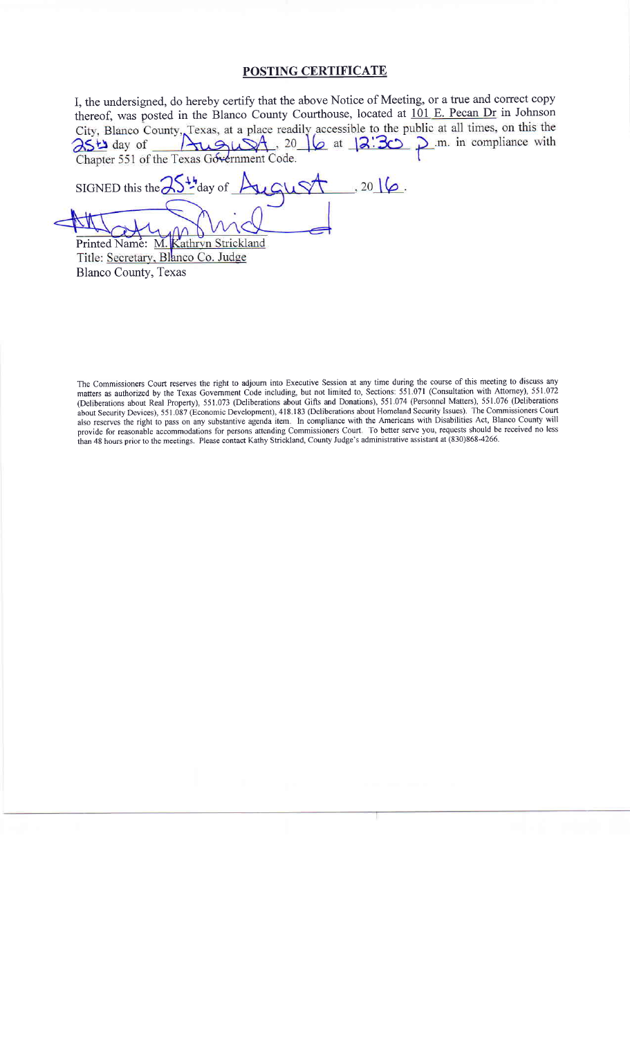## POSTING CERTIFICATE

I, the undersigned, do hereby certify that the above Notice of Meeting, or a true and correct copy thereof, was posted in the Blanco County Courthouse, located at 101 E. Pecan Dr in Johnson City, Blanco County, Texas, at a place readily accessible to the public at all times, on this the 25th day of August, 2016 at 12:30 p.m. in compliance with Chapter 551 of the Texas Government Code.

SIGNED this the 25th day of August, 2016.

Printed Name: M. Kathryn Strickland
Title: Secretary, Blanco Co. Judge
Blanco County, Texas

The Commissioners Court reserves the right to adjourn into Executive Session at any time during the course of this meeting to discuss any matters as authorized by the Texas Government Code including, but not limited to, Sections: 551.071 (Consultation with Attorney), 551.072 (Deliberations about Real Property), 551.073 (Deliberations about Gifts and Donations), 551.074 (Personnel Matters), 551.076 (Deliberations about Security Devices), 551.087 (Economic Development), 418.183 (Deliberations about Homeland Security Issues). The Commissioners Court also reserves the right to pass on any substantive agenda item. In compliance with the Americans with Disabilities Act, Blanco County will provide for reasonable accommodations for persons attending Commissioners Court. To better serve you, requests should be received no less than 48 hours prior to the meetings. Please contact Kathy Strickland, County Judge's administrative assistant at (830)868-4266.